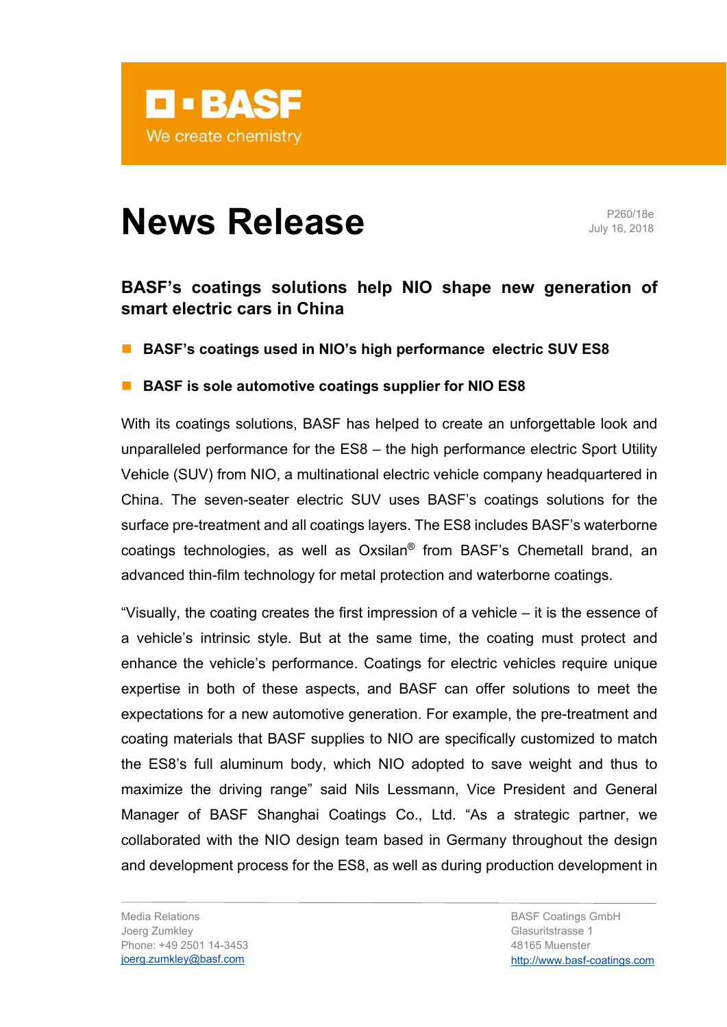BASF

We create chemistry

# News Release

P260/18e
July 16, 2018

## BASF's coatings solutions help NIO shape new generation of smart electric cars in China

- **BASF's coatings used in NIO's high performance electric SUV ES8**
- **BASF is sole automotive coatings supplier for NIO ES8**

With its coatings solutions, BASF has helped to create an unforgettable look and unparalleled performance for the ES8 – the high performance electric Sport Utility Vehicle (SUV) from NIO, a multinational electric vehicle company headquartered in China. The seven-seater electric SUV uses BASF's coatings solutions for the surface pre-treatment and all coatings layers. The ES8 includes BASF's waterborne coatings technologies, as well as Oxsilan® from BASF's Chemetall brand, an advanced thin-film technology for metal protection and waterborne coatings.

"Visually, the coating creates the first impression of a vehicle – it is the essence of a vehicle's intrinsic style. But at the same time, the coating must protect and enhance the vehicle's performance. Coatings for electric vehicles require unique expertise in both of these aspects, and BASF can offer solutions to meet the expectations for a new automotive generation. For example, the pre-treatment and coating materials that BASF supplies to NIO are specifically customized to match the ES8's full aluminum body, which NIO adopted to save weight and thus to maximize the driving range" said Nils Lessmann, Vice President and General Manager of BASF Shanghai Coatings Co., Ltd. "As a strategic partner, we collaborated with the NIO design team based in Germany throughout the design and development process for the ES8, as well as during production development in

Media Relations
Joerg Zumkley
Phone: +49 2501 14-3453
joerg.zumkley@basf.com

BASF Coatings GmbH
Glasuritstrasse 1
48165 Muenster
http://www.basf-coatings.com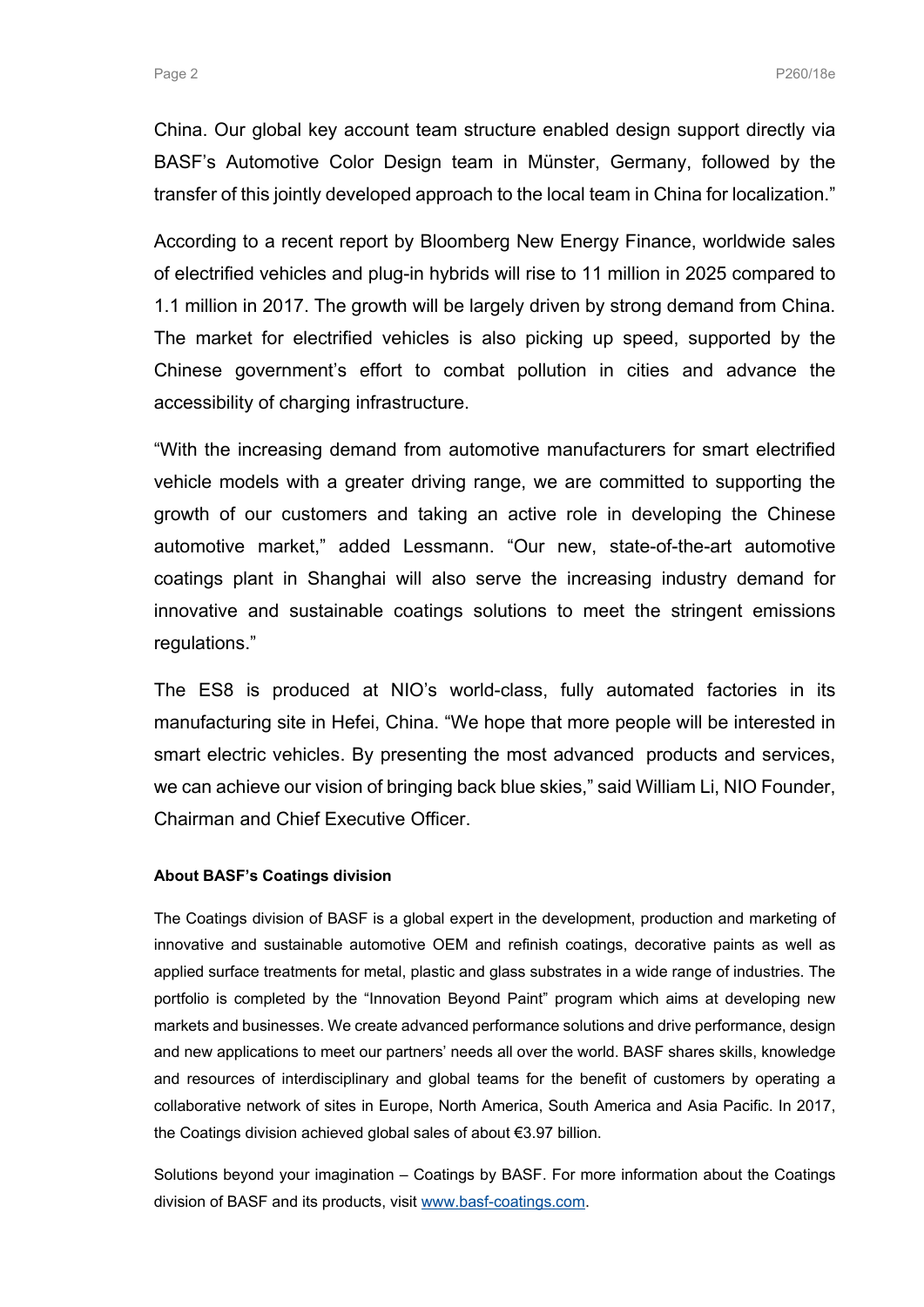China. Our global key account team structure enabled design support directly via BASF's Automotive Color Design team in Münster, Germany, followed by the transfer of this jointly developed approach to the local team in China for localization."

According to a recent report by Bloomberg New Energy Finance, worldwide sales of electrified vehicles and plug-in hybrids will rise to 11 million in 2025 compared to 1.1 million in 2017. The growth will be largely driven by strong demand from China. The market for electrified vehicles is also picking up speed, supported by the Chinese government's effort to combat pollution in cities and advance the accessibility of charging infrastructure.

"With the increasing demand from automotive manufacturers for smart electrified vehicle models with a greater driving range, we are committed to supporting the growth of our customers and taking an active role in developing the Chinese automotive market," added Lessmann. "Our new, state-of-the-art automotive coatings plant in Shanghai will also serve the increasing industry demand for innovative and sustainable coatings solutions to meet the stringent emissions regulations."

The ES8 is produced at NIO's world-class, fully automated factories in its manufacturing site in Hefei, China. "We hope that more people will be interested in smart electric vehicles. By presenting the most advanced products and services, we can achieve our vision of bringing back blue skies," said William Li, NIO Founder, Chairman and Chief Executive Officer.

**About BASF's Coatings division**

The Coatings division of BASF is a global expert in the development, production and marketing of innovative and sustainable automotive OEM and refinish coatings, decorative paints as well as applied surface treatments for metal, plastic and glass substrates in a wide range of industries. The portfolio is completed by the "Innovation Beyond Paint" program which aims at developing new markets and businesses. We create advanced performance solutions and drive performance, design and new applications to meet our partners' needs all over the world. BASF shares skills, knowledge and resources of interdisciplinary and global teams for the benefit of customers by operating a collaborative network of sites in Europe, North America, South America and Asia Pacific. In 2017, the Coatings division achieved global sales of about €3.97 billion.

Solutions beyond your imagination – Coatings by BASF. For more information about the Coatings division of BASF and its products, visit [www.basf-coatings.com](http://www.basf-coatings.com).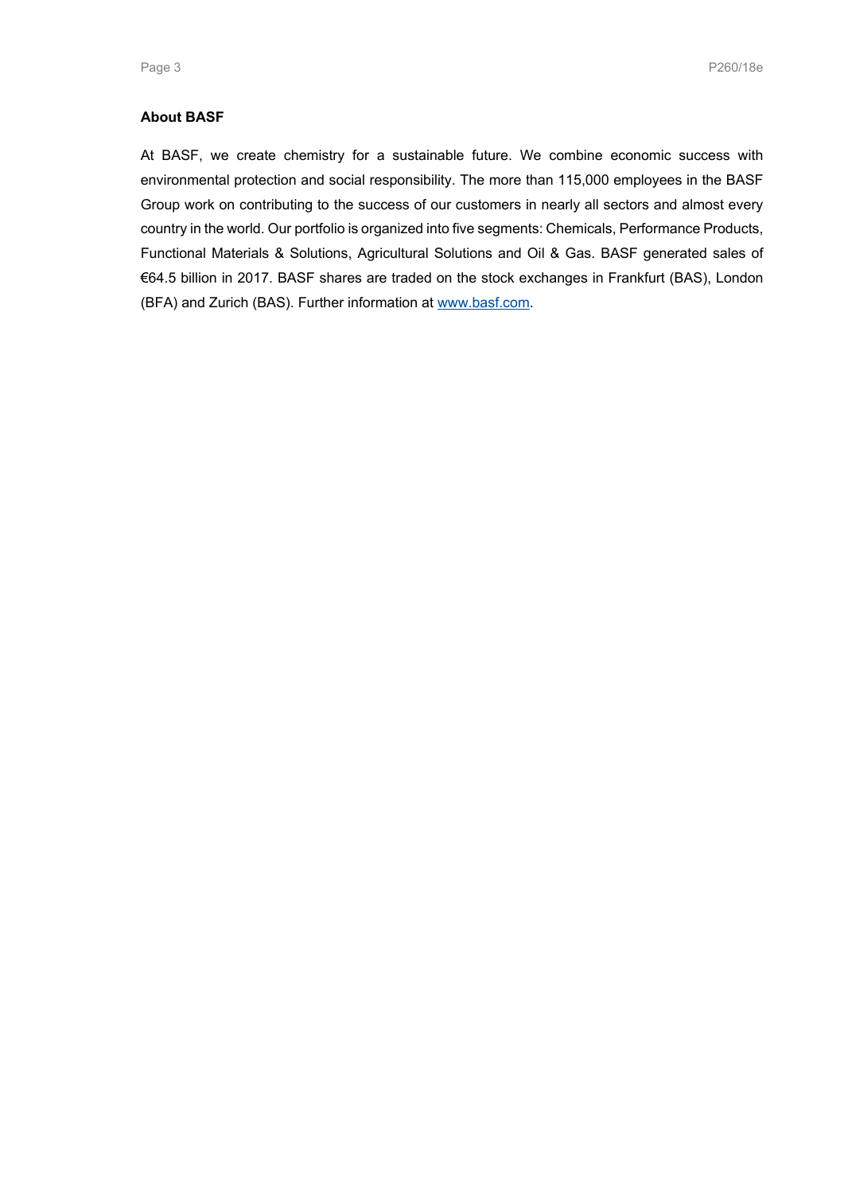**About BASF**

At BASF, we create chemistry for a sustainable future. We combine economic success with environmental protection and social responsibility. The more than 115,000 employees in the BASF Group work on contributing to the success of our customers in nearly all sectors and almost every country in the world. Our portfolio is organized into five segments: Chemicals, Performance Products, Functional Materials & Solutions, Agricultural Solutions and Oil & Gas. BASF generated sales of €64.5 billion in 2017. BASF shares are traded on the stock exchanges in Frankfurt (BAS), London (BFA) and Zurich (BAS). Further information at www.basf.com.